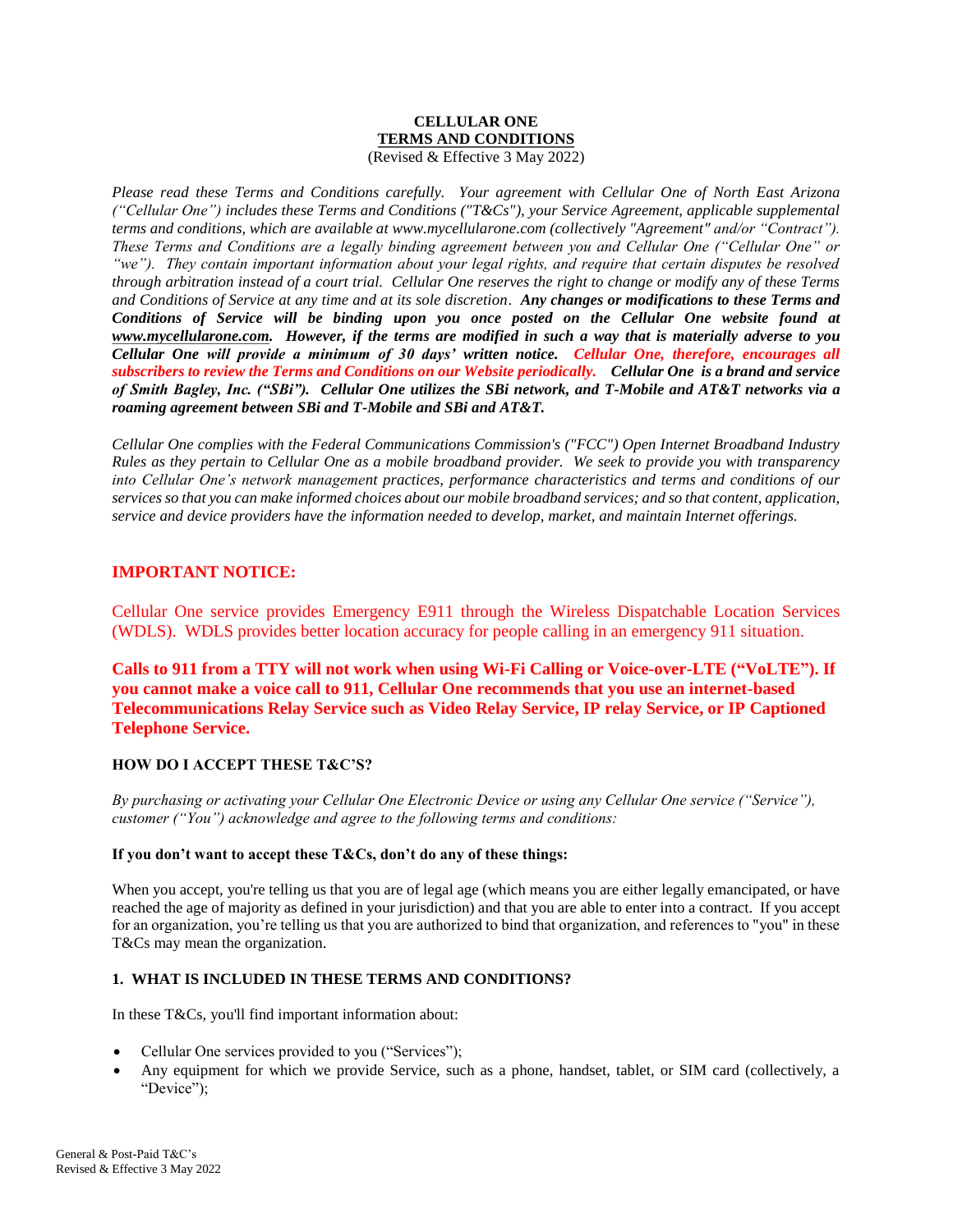# CELLULAR ONE
## TERMS AND CONDITIONS
(Revised & Effective 3 May 2022)

*Please read these Terms and Conditions carefully. Your agreement with Cellular One of North East Arizona ("Cellular One") includes these Terms and Conditions ("T&Cs"), your Service Agreement, applicable supplemental terms and conditions, which are available at www.mycellularone.com (collectively "Agreement" and/or "Contract"). These Terms and Conditions are a legally binding agreement between you and Cellular One ("Cellular One" or "we"). They contain important information about your legal rights, and require that certain disputes be resolved through arbitration instead of a court trial. Cellular One reserves the right to change or modify any of these Terms and Conditions of Service at any time and at its sole discretion.* ***Any changes or modifications to these Terms and Conditions of Service will be binding upon you once posted on the Cellular One website found at www.mycellularone.com. However, if the terms are modified in such a way that is materially adverse to you Cellular One will provide a minimum of 30 days' written notice. Cellular One, therefore, encourages all subscribers to review the Terms and Conditions on our Website periodically. Cellular One is a brand and service of Smith Bagley, Inc. ("SBi"). Cellular One utilizes the SBi network, and T-Mobile and AT&T networks via a roaming agreement between SBi and T-Mobile and SBi and AT&T.***

*Cellular One complies with the Federal Communications Commission's ("FCC") Open Internet Broadband Industry Rules as they pertain to Cellular One as a mobile broadband provider. We seek to provide you with transparency into Cellular One's network management practices, performance characteristics and terms and conditions of our services so that you can make informed choices about our mobile broadband services; and so that content, application, service and device providers have the information needed to develop, market, and maintain Internet offerings.*

## IMPORTANT NOTICE:

Cellular One service provides Emergency E911 through the Wireless Dispatchable Location Services (WDLS). WDLS provides better location accuracy for people calling in an emergency 911 situation.

**Calls to 911 from a TTY will not work when using Wi-Fi Calling or Voice-over-LTE ("VoLTE"). If you cannot make a voice call to 911, Cellular One recommends that you use an internet-based Telecommunications Relay Service such as Video Relay Service, IP relay Service, or IP Captioned Telephone Service.**

### HOW DO I ACCEPT THESE T&C'S?

*By purchasing or activating your Cellular One Electronic Device or using any Cellular One service ("Service"), customer ("You") acknowledge and agree to the following terms and conditions:*

**If you don't want to accept these T&Cs, don't do any of these things:**

When you accept, you're telling us that you are of legal age (which means you are either legally emancipated, or have reached the age of majority as defined in your jurisdiction) and that you are able to enter into a contract. If you accept for an organization, you're telling us that you are authorized to bind that organization, and references to "you" in these T&Cs may mean the organization.

### 1. WHAT IS INCLUDED IN THESE TERMS AND CONDITIONS?

In these T&Cs, you'll find important information about:

- Cellular One services provided to you ("Services");
- Any equipment for which we provide Service, such as a phone, handset, tablet, or SIM card (collectively, a "Device");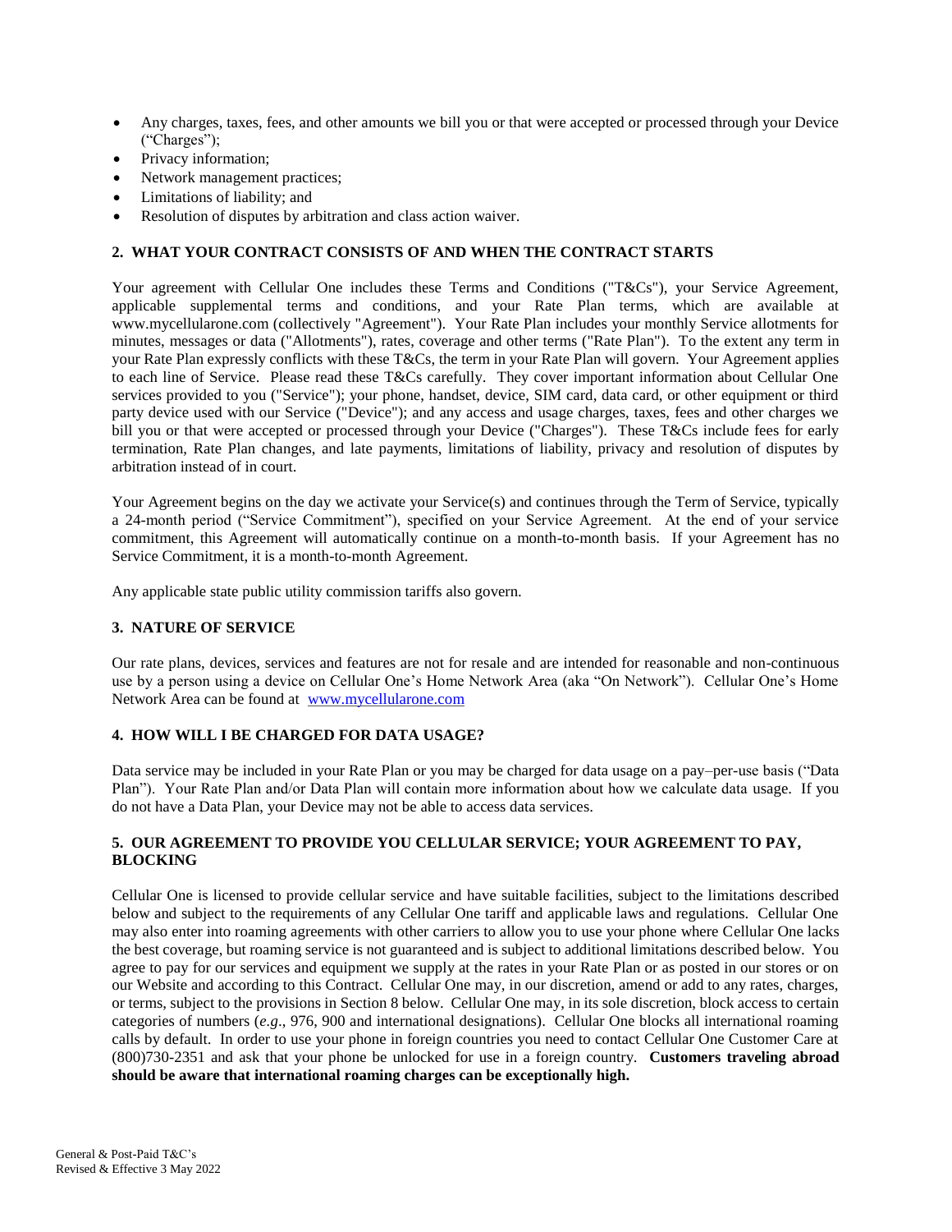- Any charges, taxes, fees, and other amounts we bill you or that were accepted or processed through your Device ("Charges");
- Privacy information;
- Network management practices;
- Limitations of liability; and
- Resolution of disputes by arbitration and class action waiver.

## 2. WHAT YOUR CONTRACT CONSISTS OF AND WHEN THE CONTRACT STARTS

Your agreement with Cellular One includes these Terms and Conditions ("T&Cs"), your Service Agreement, applicable supplemental terms and conditions, and your Rate Plan terms, which are available at www.mycellularone.com (collectively "Agreement"). Your Rate Plan includes your monthly Service allotments for minutes, messages or data ("Allotments"), rates, coverage and other terms ("Rate Plan"). To the extent any term in your Rate Plan expressly conflicts with these T&Cs, the term in your Rate Plan will govern. Your Agreement applies to each line of Service. Please read these T&Cs carefully. They cover important information about Cellular One services provided to you ("Service"); your phone, handset, device, SIM card, data card, or other equipment or third party device used with our Service ("Device"); and any access and usage charges, taxes, fees and other charges we bill you or that were accepted or processed through your Device ("Charges"). These T&Cs include fees for early termination, Rate Plan changes, and late payments, limitations of liability, privacy and resolution of disputes by arbitration instead of in court.

Your Agreement begins on the day we activate your Service(s) and continues through the Term of Service, typically a 24-month period ("Service Commitment"), specified on your Service Agreement. At the end of your service commitment, this Agreement will automatically continue on a month-to-month basis. If your Agreement has no Service Commitment, it is a month-to-month Agreement.

Any applicable state public utility commission tariffs also govern.

## 3. NATURE OF SERVICE

Our rate plans, devices, services and features are not for resale and are intended for reasonable and non-continuous use by a person using a device on Cellular One's Home Network Area (aka "On Network"). Cellular One's Home Network Area can be found at www.mycellularone.com

## 4. HOW WILL I BE CHARGED FOR DATA USAGE?

Data service may be included in your Rate Plan or you may be charged for data usage on a pay–per-use basis ("Data Plan"). Your Rate Plan and/or Data Plan will contain more information about how we calculate data usage. If you do not have a Data Plan, your Device may not be able to access data services.

## 5. OUR AGREEMENT TO PROVIDE YOU CELLULAR SERVICE; YOUR AGREEMENT TO PAY, BLOCKING

Cellular One is licensed to provide cellular service and have suitable facilities, subject to the limitations described below and subject to the requirements of any Cellular One tariff and applicable laws and regulations. Cellular One may also enter into roaming agreements with other carriers to allow you to use your phone where Cellular One lacks the best coverage, but roaming service is not guaranteed and is subject to additional limitations described below. You agree to pay for our services and equipment we supply at the rates in your Rate Plan or as posted in our stores or on our Website and according to this Contract. Cellular One may, in our discretion, amend or add to any rates, charges, or terms, subject to the provisions in Section 8 below. Cellular One may, in its sole discretion, block access to certain categories of numbers (*e.g*., 976, 900 and international designations). Cellular One blocks all international roaming calls by default. In order to use your phone in foreign countries you need to contact Cellular One Customer Care at (800)730-2351 and ask that your phone be unlocked for use in a foreign country. **Customers traveling abroad should be aware that international roaming charges can be exceptionally high.**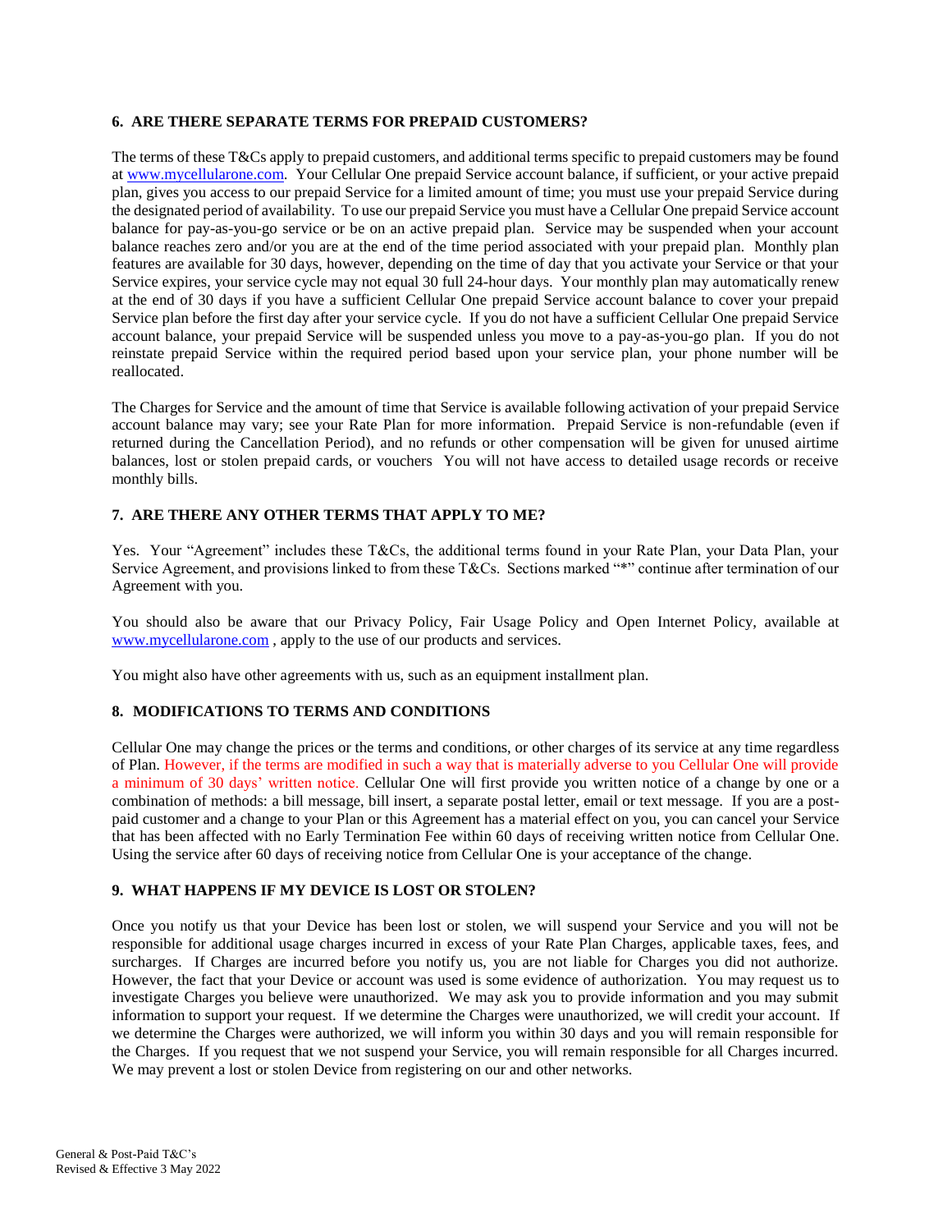### 6. ARE THERE SEPARATE TERMS FOR PREPAID CUSTOMERS?

The terms of these T&Cs apply to prepaid customers, and additional terms specific to prepaid customers may be found at www.mycellularone.com. Your Cellular One prepaid Service account balance, if sufficient, or your active prepaid plan, gives you access to our prepaid Service for a limited amount of time; you must use your prepaid Service during the designated period of availability. To use our prepaid Service you must have a Cellular One prepaid Service account balance for pay-as-you-go service or be on an active prepaid plan. Service may be suspended when your account balance reaches zero and/or you are at the end of the time period associated with your prepaid plan. Monthly plan features are available for 30 days, however, depending on the time of day that you activate your Service or that your Service expires, your service cycle may not equal 30 full 24-hour days. Your monthly plan may automatically renew at the end of 30 days if you have a sufficient Cellular One prepaid Service account balance to cover your prepaid Service plan before the first day after your service cycle. If you do not have a sufficient Cellular One prepaid Service account balance, your prepaid Service will be suspended unless you move to a pay-as-you-go plan. If you do not reinstate prepaid Service within the required period based upon your service plan, your phone number will be reallocated.

The Charges for Service and the amount of time that Service is available following activation of your prepaid Service account balance may vary; see your Rate Plan for more information. Prepaid Service is non-refundable (even if returned during the Cancellation Period), and no refunds or other compensation will be given for unused airtime balances, lost or stolen prepaid cards, or vouchers You will not have access to detailed usage records or receive monthly bills.

### 7. ARE THERE ANY OTHER TERMS THAT APPLY TO ME?

Yes. Your "Agreement" includes these T&Cs, the additional terms found in your Rate Plan, your Data Plan, your Service Agreement, and provisions linked to from these T&Cs. Sections marked "*" continue after termination of our Agreement with you.

You should also be aware that our Privacy Policy, Fair Usage Policy and Open Internet Policy, available at www.mycellularone.com , apply to the use of our products and services.

You might also have other agreements with us, such as an equipment installment plan.

### 8. MODIFICATIONS TO TERMS AND CONDITIONS

Cellular One may change the prices or the terms and conditions, or other charges of its service at any time regardless of Plan. However, if the terms are modified in such a way that is materially adverse to you Cellular One will provide a minimum of 30 days' written notice. Cellular One will first provide you written notice of a change by one or a combination of methods: a bill message, bill insert, a separate postal letter, email or text message. If you are a post-paid customer and a change to your Plan or this Agreement has a material effect on you, you can cancel your Service that has been affected with no Early Termination Fee within 60 days of receiving written notice from Cellular One. Using the service after 60 days of receiving notice from Cellular One is your acceptance of the change.

### 9. WHAT HAPPENS IF MY DEVICE IS LOST OR STOLEN?

Once you notify us that your Device has been lost or stolen, we will suspend your Service and you will not be responsible for additional usage charges incurred in excess of your Rate Plan Charges, applicable taxes, fees, and surcharges. If Charges are incurred before you notify us, you are not liable for Charges you did not authorize. However, the fact that your Device or account was used is some evidence of authorization. You may request us to investigate Charges you believe were unauthorized. We may ask you to provide information and you may submit information to support your request. If we determine the Charges were unauthorized, we will credit your account. If we determine the Charges were authorized, we will inform you within 30 days and you will remain responsible for the Charges. If you request that we not suspend your Service, you will remain responsible for all Charges incurred. We may prevent a lost or stolen Device from registering on our and other networks.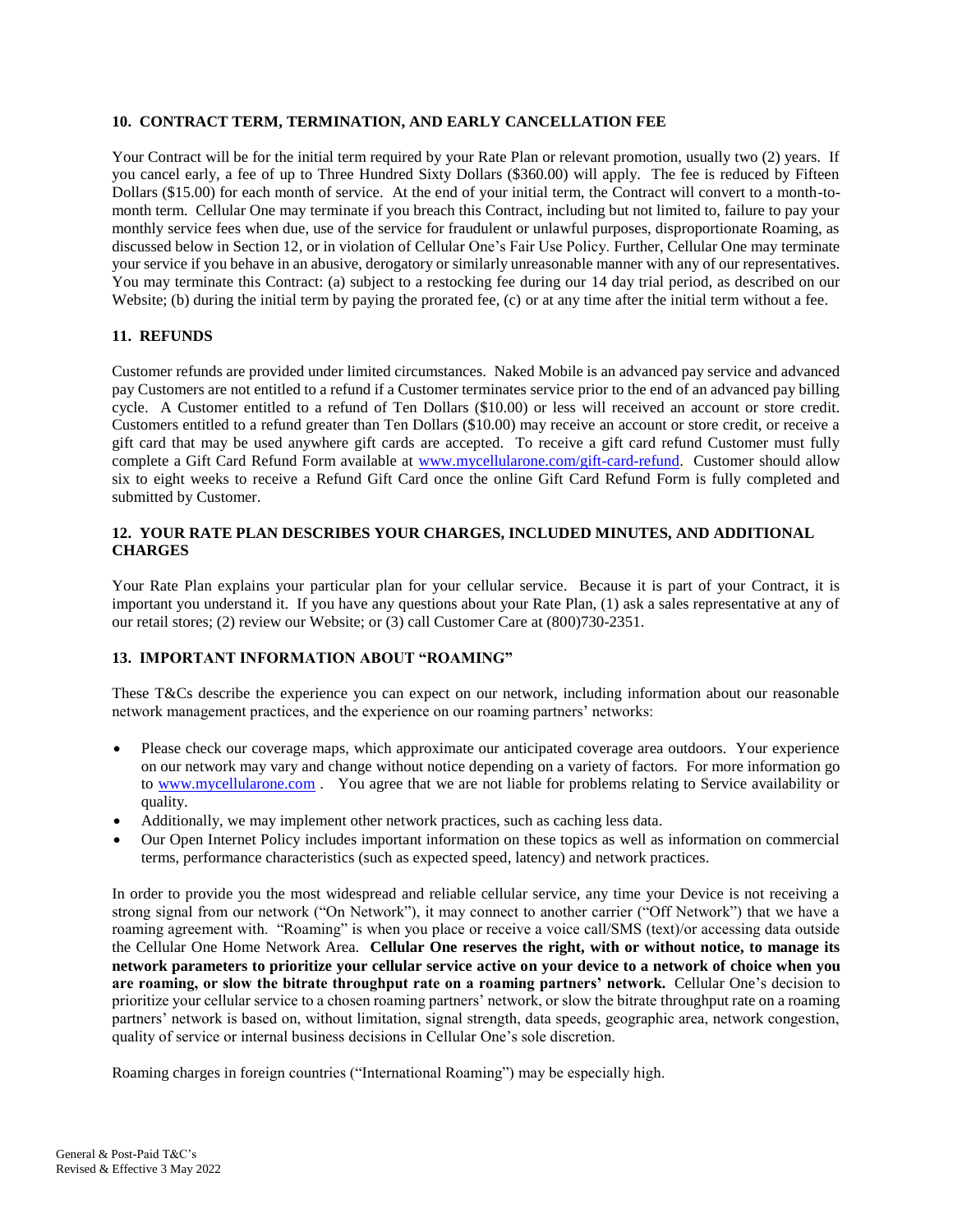## 10. CONTRACT TERM, TERMINATION, AND EARLY CANCELLATION FEE

Your Contract will be for the initial term required by your Rate Plan or relevant promotion, usually two (2) years. If you cancel early, a fee of up to Three Hundred Sixty Dollars ($360.00) will apply. The fee is reduced by Fifteen Dollars ($15.00) for each month of service. At the end of your initial term, the Contract will convert to a month-to-month term. Cellular One may terminate if you breach this Contract, including but not limited to, failure to pay your monthly service fees when due, use of the service for fraudulent or unlawful purposes, disproportionate Roaming, as discussed below in Section 12, or in violation of Cellular One's Fair Use Policy. Further, Cellular One may terminate your service if you behave in an abusive, derogatory or similarly unreasonable manner with any of our representatives. You may terminate this Contract: (a) subject to a restocking fee during our 14 day trial period, as described on our Website; (b) during the initial term by paying the prorated fee, (c) or at any time after the initial term without a fee.

## 11. REFUNDS

Customer refunds are provided under limited circumstances. Naked Mobile is an advanced pay service and advanced pay Customers are not entitled to a refund if a Customer terminates service prior to the end of an advanced pay billing cycle. A Customer entitled to a refund of Ten Dollars ($10.00) or less will received an account or store credit. Customers entitled to a refund greater than Ten Dollars ($10.00) may receive an account or store credit, or receive a gift card that may be used anywhere gift cards are accepted. To receive a gift card refund Customer must fully complete a Gift Card Refund Form available at www.mycellularone.com/gift-card-refund. Customer should allow six to eight weeks to receive a Refund Gift Card once the online Gift Card Refund Form is fully completed and submitted by Customer.

## 12. YOUR RATE PLAN DESCRIBES YOUR CHARGES, INCLUDED MINUTES, AND ADDITIONAL CHARGES

Your Rate Plan explains your particular plan for your cellular service. Because it is part of your Contract, it is important you understand it. If you have any questions about your Rate Plan, (1) ask a sales representative at any of our retail stores; (2) review our Website; or (3) call Customer Care at (800)730-2351.

## 13. IMPORTANT INFORMATION ABOUT "ROAMING"

These T&Cs describe the experience you can expect on our network, including information about our reasonable network management practices, and the experience on our roaming partners' networks:

- Please check our coverage maps, which approximate our anticipated coverage area outdoors. Your experience on our network may vary and change without notice depending on a variety of factors. For more information go to www.mycellularone.com . You agree that we are not liable for problems relating to Service availability or quality.
- Additionally, we may implement other network practices, such as caching less data.
- Our Open Internet Policy includes important information on these topics as well as information on commercial terms, performance characteristics (such as expected speed, latency) and network practices.

In order to provide you the most widespread and reliable cellular service, any time your Device is not receiving a strong signal from our network ("On Network"), it may connect to another carrier ("Off Network") that we have a roaming agreement with. "Roaming" is when you place or receive a voice call/SMS (text)/or accessing data outside the Cellular One Home Network Area. **Cellular One reserves the right, with or without notice, to manage its network parameters to prioritize your cellular service active on your device to a network of choice when you are roaming, or slow the bitrate throughput rate on a roaming partners' network.** Cellular One's decision to prioritize your cellular service to a chosen roaming partners' network, or slow the bitrate throughput rate on a roaming partners' network is based on, without limitation, signal strength, data speeds, geographic area, network congestion, quality of service or internal business decisions in Cellular One's sole discretion.

Roaming charges in foreign countries ("International Roaming") may be especially high.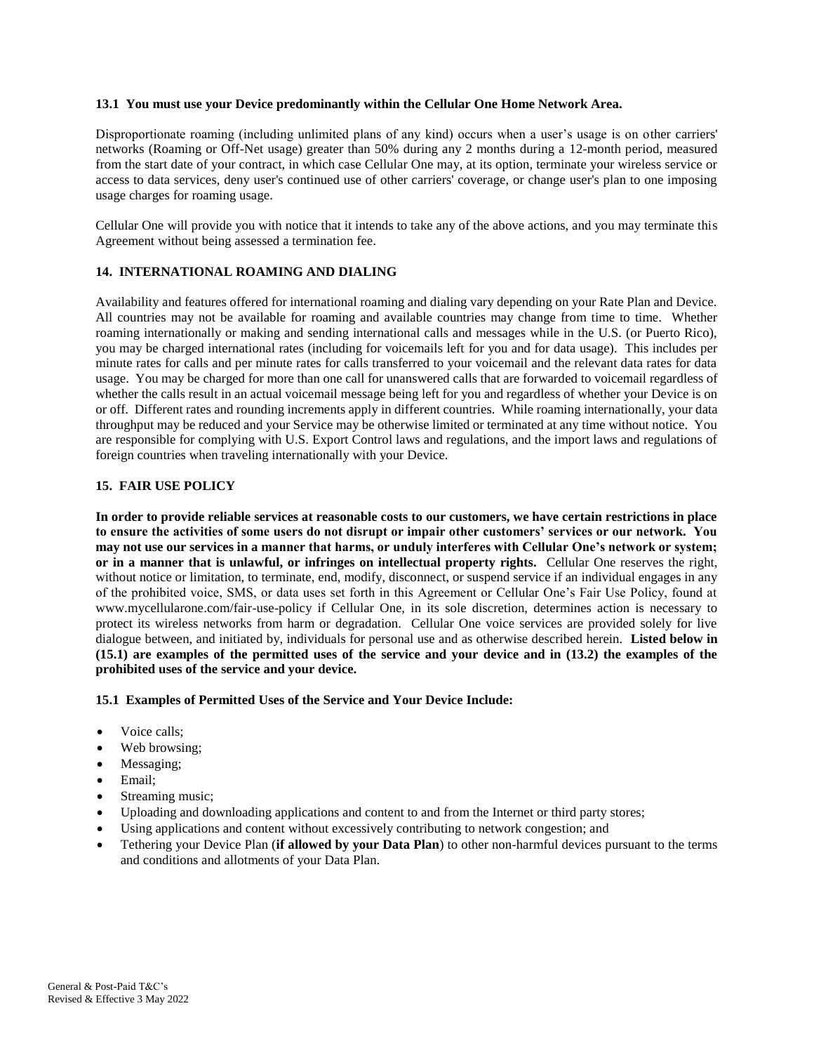**13.1 You must use your Device predominantly within the Cellular One Home Network Area.**

Disproportionate roaming (including unlimited plans of any kind) occurs when a user's usage is on other carriers' networks (Roaming or Off-Net usage) greater than 50% during any 2 months during a 12-month period, measured from the start date of your contract, in which case Cellular One may, at its option, terminate your wireless service or access to data services, deny user's continued use of other carriers' coverage, or change user's plan to one imposing usage charges for roaming usage.

Cellular One will provide you with notice that it intends to take any of the above actions, and you may terminate this Agreement without being assessed a termination fee.

## 14. INTERNATIONAL ROAMING AND DIALING

Availability and features offered for international roaming and dialing vary depending on your Rate Plan and Device. All countries may not be available for roaming and available countries may change from time to time. Whether roaming internationally or making and sending international calls and messages while in the U.S. (or Puerto Rico), you may be charged international rates (including for voicemails left for you and for data usage). This includes per minute rates for calls and per minute rates for calls transferred to your voicemail and the relevant data rates for data usage. You may be charged for more than one call for unanswered calls that are forwarded to voicemail regardless of whether the calls result in an actual voicemail message being left for you and regardless of whether your Device is on or off. Different rates and rounding increments apply in different countries. While roaming internationally, your data throughput may be reduced and your Service may be otherwise limited or terminated at any time without notice. You are responsible for complying with U.S. Export Control laws and regulations, and the import laws and regulations of foreign countries when traveling internationally with your Device.

## 15. FAIR USE POLICY

**In order to provide reliable services at reasonable costs to our customers, we have certain restrictions in place to ensure the activities of some users do not disrupt or impair other customers' services or our network. You may not use our services in a manner that harms, or unduly interferes with Cellular One's network or system; or in a manner that is unlawful, or infringes on intellectual property rights.** Cellular One reserves the right, without notice or limitation, to terminate, end, modify, disconnect, or suspend service if an individual engages in any of the prohibited voice, SMS, or data uses set forth in this Agreement or Cellular One's Fair Use Policy, found at www.mycellularone.com/fair-use-policy if Cellular One, in its sole discretion, determines action is necessary to protect its wireless networks from harm or degradation. Cellular One voice services are provided solely for live dialogue between, and initiated by, individuals for personal use and as otherwise described herein. **Listed below in (15.1) are examples of the permitted uses of the service and your device and in (13.2) the examples of the prohibited uses of the service and your device.**

**15.1 Examples of Permitted Uses of the Service and Your Device Include:**

- Voice calls;
- Web browsing;
- Messaging;
- Email;
- Streaming music;
- Uploading and downloading applications and content to and from the Internet or third party stores;
- Using applications and content without excessively contributing to network congestion; and
- Tethering your Device Plan (**if allowed by your Data Plan**) to other non-harmful devices pursuant to the terms and conditions and allotments of your Data Plan.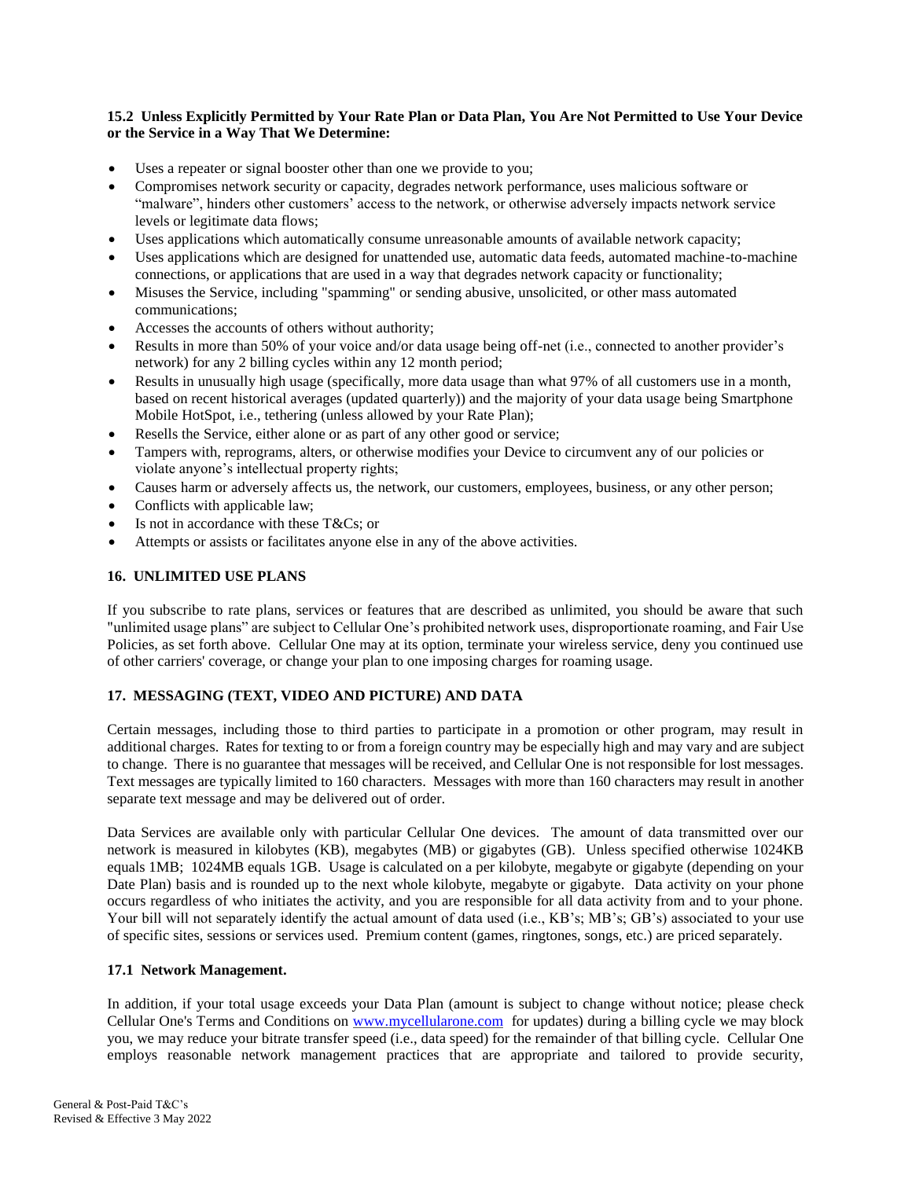**15.2 Unless Explicitly Permitted by Your Rate Plan or Data Plan, You Are Not Permitted to Use Your Device or the Service in a Way That We Determine:**

- Uses a repeater or signal booster other than one we provide to you;
- Compromises network security or capacity, degrades network performance, uses malicious software or "malware", hinders other customers' access to the network, or otherwise adversely impacts network service levels or legitimate data flows;
- Uses applications which automatically consume unreasonable amounts of available network capacity;
- Uses applications which are designed for unattended use, automatic data feeds, automated machine-to-machine connections, or applications that are used in a way that degrades network capacity or functionality;
- Misuses the Service, including "spamming" or sending abusive, unsolicited, or other mass automated communications;
- Accesses the accounts of others without authority;
- Results in more than 50% of your voice and/or data usage being off-net (i.e., connected to another provider's network) for any 2 billing cycles within any 12 month period;
- Results in unusually high usage (specifically, more data usage than what 97% of all customers use in a month, based on recent historical averages (updated quarterly)) and the majority of your data usage being Smartphone Mobile HotSpot, i.e., tethering (unless allowed by your Rate Plan);
- Resells the Service, either alone or as part of any other good or service;
- Tampers with, reprograms, alters, or otherwise modifies your Device to circumvent any of our policies or violate anyone's intellectual property rights;
- Causes harm or adversely affects us, the network, our customers, employees, business, or any other person;
- Conflicts with applicable law;
- Is not in accordance with these T&Cs; or
- Attempts or assists or facilitates anyone else in any of the above activities.

## 16. UNLIMITED USE PLANS

If you subscribe to rate plans, services or features that are described as unlimited, you should be aware that such "unlimited usage plans" are subject to Cellular One's prohibited network uses, disproportionate roaming, and Fair Use Policies, as set forth above. Cellular One may at its option, terminate your wireless service, deny you continued use of other carriers' coverage, or change your plan to one imposing charges for roaming usage.

## 17. MESSAGING (TEXT, VIDEO AND PICTURE) AND DATA

Certain messages, including those to third parties to participate in a promotion or other program, may result in additional charges. Rates for texting to or from a foreign country may be especially high and may vary and are subject to change. There is no guarantee that messages will be received, and Cellular One is not responsible for lost messages. Text messages are typically limited to 160 characters. Messages with more than 160 characters may result in another separate text message and may be delivered out of order.

Data Services are available only with particular Cellular One devices. The amount of data transmitted over our network is measured in kilobytes (KB), megabytes (MB) or gigabytes (GB). Unless specified otherwise 1024KB equals 1MB; 1024MB equals 1GB. Usage is calculated on a per kilobyte, megabyte or gigabyte (depending on your Date Plan) basis and is rounded up to the next whole kilobyte, megabyte or gigabyte. Data activity on your phone occurs regardless of who initiates the activity, and you are responsible for all data activity from and to your phone. Your bill will not separately identify the actual amount of data used (i.e., KB's; MB's; GB's) associated to your use of specific sites, sessions or services used. Premium content (games, ringtones, songs, etc.) are priced separately.

### 17.1 Network Management.

In addition, if your total usage exceeds your Data Plan (amount is subject to change without notice; please check Cellular One's Terms and Conditions on [www.mycellularone.com](http://www.mycellularone.com) for updates) during a billing cycle we may block you, we may reduce your bitrate transfer speed (i.e., data speed) for the remainder of that billing cycle. Cellular One employs reasonable network management practices that are appropriate and tailored to provide security,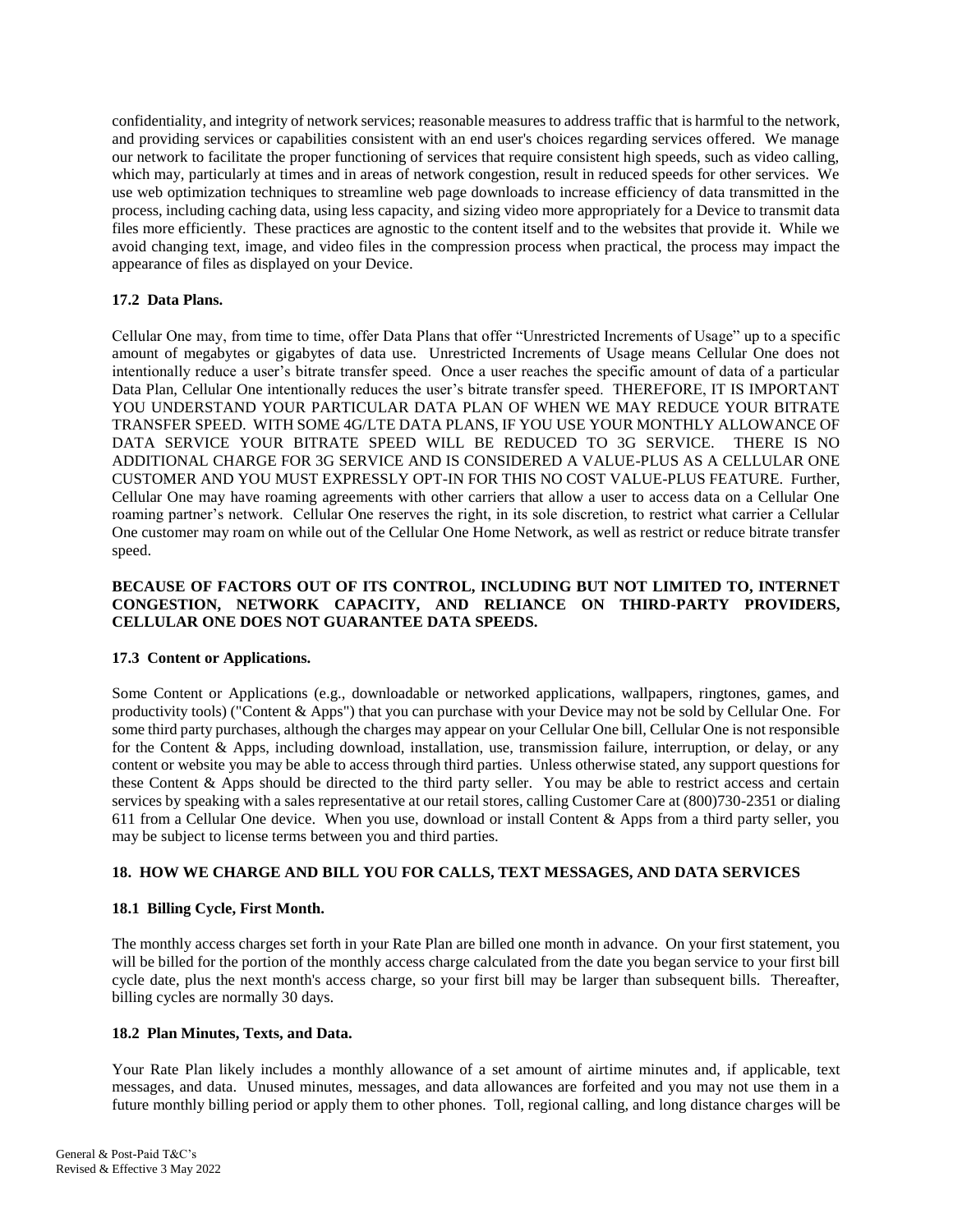confidentiality, and integrity of network services; reasonable measures to address traffic that is harmful to the network, and providing services or capabilities consistent with an end user's choices regarding services offered. We manage our network to facilitate the proper functioning of services that require consistent high speeds, such as video calling, which may, particularly at times and in areas of network congestion, result in reduced speeds for other services. We use web optimization techniques to streamline web page downloads to increase efficiency of data transmitted in the process, including caching data, using less capacity, and sizing video more appropriately for a Device to transmit data files more efficiently. These practices are agnostic to the content itself and to the websites that provide it. While we avoid changing text, image, and video files in the compression process when practical, the process may impact the appearance of files as displayed on your Device.

### 17.2 Data Plans.

Cellular One may, from time to time, offer Data Plans that offer "Unrestricted Increments of Usage" up to a specific amount of megabytes or gigabytes of data use. Unrestricted Increments of Usage means Cellular One does not intentionally reduce a user's bitrate transfer speed. Once a user reaches the specific amount of data of a particular Data Plan, Cellular One intentionally reduces the user's bitrate transfer speed. THEREFORE, IT IS IMPORTANT YOU UNDERSTAND YOUR PARTICULAR DATA PLAN OF WHEN WE MAY REDUCE YOUR BITRATE TRANSFER SPEED. WITH SOME 4G/LTE DATA PLANS, IF YOU USE YOUR MONTHLY ALLOWANCE OF DATA SERVICE YOUR BITRATE SPEED WILL BE REDUCED TO 3G SERVICE. THERE IS NO ADDITIONAL CHARGE FOR 3G SERVICE AND IS CONSIDERED A VALUE-PLUS AS A CELLULAR ONE CUSTOMER AND YOU MUST EXPRESSLY OPT-IN FOR THIS NO COST VALUE-PLUS FEATURE. Further, Cellular One may have roaming agreements with other carriers that allow a user to access data on a Cellular One roaming partner's network. Cellular One reserves the right, in its sole discretion, to restrict what carrier a Cellular One customer may roam on while out of the Cellular One Home Network, as well as restrict or reduce bitrate transfer speed.

**BECAUSE OF FACTORS OUT OF ITS CONTROL, INCLUDING BUT NOT LIMITED TO, INTERNET CONGESTION, NETWORK CAPACITY, AND RELIANCE ON THIRD-PARTY PROVIDERS, CELLULAR ONE DOES NOT GUARANTEE DATA SPEEDS.**

### 17.3 Content or Applications.

Some Content or Applications (e.g., downloadable or networked applications, wallpapers, ringtones, games, and productivity tools) ("Content & Apps") that you can purchase with your Device may not be sold by Cellular One. For some third party purchases, although the charges may appear on your Cellular One bill, Cellular One is not responsible for the Content & Apps, including download, installation, use, transmission failure, interruption, or delay, or any content or website you may be able to access through third parties. Unless otherwise stated, any support questions for these Content & Apps should be directed to the third party seller. You may be able to restrict access and certain services by speaking with a sales representative at our retail stores, calling Customer Care at (800)730-2351 or dialing 611 from a Cellular One device. When you use, download or install Content & Apps from a third party seller, you may be subject to license terms between you and third parties.

## 18. HOW WE CHARGE AND BILL YOU FOR CALLS, TEXT MESSAGES, AND DATA SERVICES

### 18.1 Billing Cycle, First Month.

The monthly access charges set forth in your Rate Plan are billed one month in advance. On your first statement, you will be billed for the portion of the monthly access charge calculated from the date you began service to your first bill cycle date, plus the next month's access charge, so your first bill may be larger than subsequent bills. Thereafter, billing cycles are normally 30 days.

### 18.2 Plan Minutes, Texts, and Data.

Your Rate Plan likely includes a monthly allowance of a set amount of airtime minutes and, if applicable, text messages, and data. Unused minutes, messages, and data allowances are forfeited and you may not use them in a future monthly billing period or apply them to other phones. Toll, regional calling, and long distance charges will be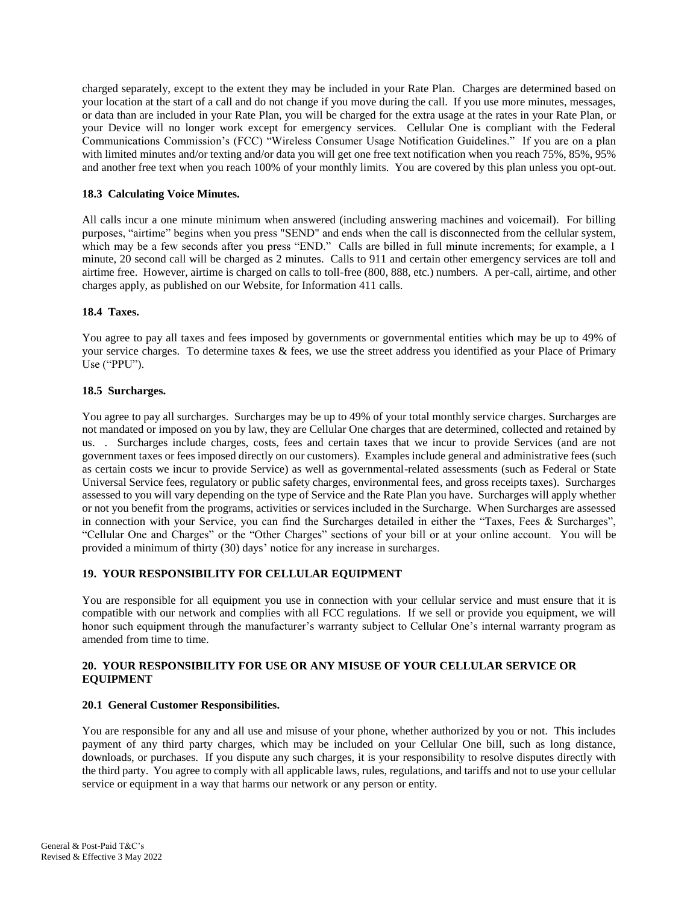charged separately, except to the extent they may be included in your Rate Plan. Charges are determined based on your location at the start of a call and do not change if you move during the call. If you use more minutes, messages, or data than are included in your Rate Plan, you will be charged for the extra usage at the rates in your Rate Plan, or your Device will no longer work except for emergency services. Cellular One is compliant with the Federal Communications Commission's (FCC) "Wireless Consumer Usage Notification Guidelines." If you are on a plan with limited minutes and/or texting and/or data you will get one free text notification when you reach 75%, 85%, 95% and another free text when you reach 100% of your monthly limits. You are covered by this plan unless you opt-out.

### 18.3 Calculating Voice Minutes.

All calls incur a one minute minimum when answered (including answering machines and voicemail). For billing purposes, "airtime" begins when you press "SEND" and ends when the call is disconnected from the cellular system, which may be a few seconds after you press "END." Calls are billed in full minute increments; for example, a 1 minute, 20 second call will be charged as 2 minutes. Calls to 911 and certain other emergency services are toll and airtime free. However, airtime is charged on calls to toll-free (800, 888, etc.) numbers. A per-call, airtime, and other charges apply, as published on our Website, for Information 411 calls.

### 18.4 Taxes.

You agree to pay all taxes and fees imposed by governments or governmental entities which may be up to 49% of your service charges. To determine taxes & fees, we use the street address you identified as your Place of Primary Use ("PPU").

### 18.5 Surcharges.

You agree to pay all surcharges. Surcharges may be up to 49% of your total monthly service charges. Surcharges are not mandated or imposed on you by law, they are Cellular One charges that are determined, collected and retained by us. . Surcharges include charges, costs, fees and certain taxes that we incur to provide Services (and are not government taxes or fees imposed directly on our customers). Examples include general and administrative fees (such as certain costs we incur to provide Service) as well as governmental-related assessments (such as Federal or State Universal Service fees, regulatory or public safety charges, environmental fees, and gross receipts taxes). Surcharges assessed to you will vary depending on the type of Service and the Rate Plan you have. Surcharges will apply whether or not you benefit from the programs, activities or services included in the Surcharge. When Surcharges are assessed in connection with your Service, you can find the Surcharges detailed in either the "Taxes, Fees & Surcharges", "Cellular One and Charges" or the "Other Charges" sections of your bill or at your online account. You will be provided a minimum of thirty (30) days' notice for any increase in surcharges.

## 19. YOUR RESPONSIBILITY FOR CELLULAR EQUIPMENT

You are responsible for all equipment you use in connection with your cellular service and must ensure that it is compatible with our network and complies with all FCC regulations. If we sell or provide you equipment, we will honor such equipment through the manufacturer's warranty subject to Cellular One's internal warranty program as amended from time to time.

## 20. YOUR RESPONSIBILITY FOR USE OR ANY MISUSE OF YOUR CELLULAR SERVICE OR EQUIPMENT

### 20.1 General Customer Responsibilities.

You are responsible for any and all use and misuse of your phone, whether authorized by you or not. This includes payment of any third party charges, which may be included on your Cellular One bill, such as long distance, downloads, or purchases. If you dispute any such charges, it is your responsibility to resolve disputes directly with the third party. You agree to comply with all applicable laws, rules, regulations, and tariffs and not to use your cellular service or equipment in a way that harms our network or any person or entity.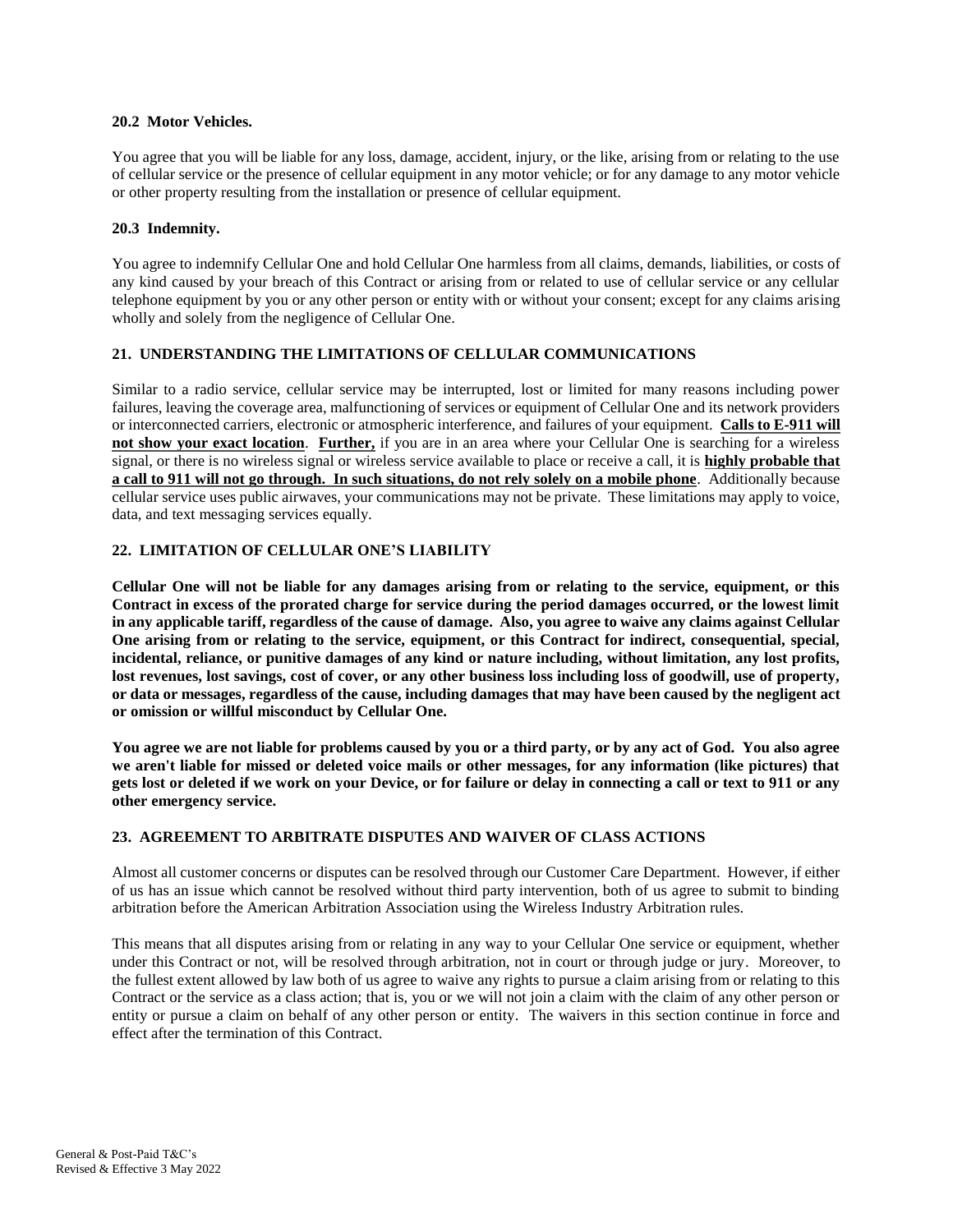### 20.2 Motor Vehicles.

You agree that you will be liable for any loss, damage, accident, injury, or the like, arising from or relating to the use of cellular service or the presence of cellular equipment in any motor vehicle; or for any damage to any motor vehicle or other property resulting from the installation or presence of cellular equipment.

### 20.3 Indemnity.

You agree to indemnify Cellular One and hold Cellular One harmless from all claims, demands, liabilities, or costs of any kind caused by your breach of this Contract or arising from or related to use of cellular service or any cellular telephone equipment by you or any other person or entity with or without your consent; except for any claims arising wholly and solely from the negligence of Cellular One.

## 21. UNDERSTANDING THE LIMITATIONS OF CELLULAR COMMUNICATIONS

Similar to a radio service, cellular service may be interrupted, lost or limited for many reasons including power failures, leaving the coverage area, malfunctioning of services or equipment of Cellular One and its network providers or interconnected carriers, electronic or atmospheric interference, and failures of your equipment. **Calls to E-911 will not show your exact location**. **Further,** if you are in an area where your Cellular One is searching for a wireless signal, or there is no wireless signal or wireless service available to place or receive a call, it is **highly probable that a call to 911 will not go through. In such situations, do not rely solely on a mobile phone**. Additionally because cellular service uses public airwaves, your communications may not be private. These limitations may apply to voice, data, and text messaging services equally.

## 22. LIMITATION OF CELLULAR ONE'S LIABILITY

**Cellular One will not be liable for any damages arising from or relating to the service, equipment, or this Contract in excess of the prorated charge for service during the period damages occurred, or the lowest limit in any applicable tariff, regardless of the cause of damage. Also, you agree to waive any claims against Cellular One arising from or relating to the service, equipment, or this Contract for indirect, consequential, special, incidental, reliance, or punitive damages of any kind or nature including, without limitation, any lost profits, lost revenues, lost savings, cost of cover, or any other business loss including loss of goodwill, use of property, or data or messages, regardless of the cause, including damages that may have been caused by the negligent act or omission or willful misconduct by Cellular One.**

**You agree we are not liable for problems caused by you or a third party, or by any act of God. You also agree we aren't liable for missed or deleted voice mails or other messages, for any information (like pictures) that gets lost or deleted if we work on your Device, or for failure or delay in connecting a call or text to 911 or any other emergency service.**

## 23. AGREEMENT TO ARBITRATE DISPUTES AND WAIVER OF CLASS ACTIONS

Almost all customer concerns or disputes can be resolved through our Customer Care Department. However, if either of us has an issue which cannot be resolved without third party intervention, both of us agree to submit to binding arbitration before the American Arbitration Association using the Wireless Industry Arbitration rules.

This means that all disputes arising from or relating in any way to your Cellular One service or equipment, whether under this Contract or not, will be resolved through arbitration, not in court or through judge or jury. Moreover, to the fullest extent allowed by law both of us agree to waive any rights to pursue a claim arising from or relating to this Contract or the service as a class action; that is, you or we will not join a claim with the claim of any other person or entity or pursue a claim on behalf of any other person or entity. The waivers in this section continue in force and effect after the termination of this Contract.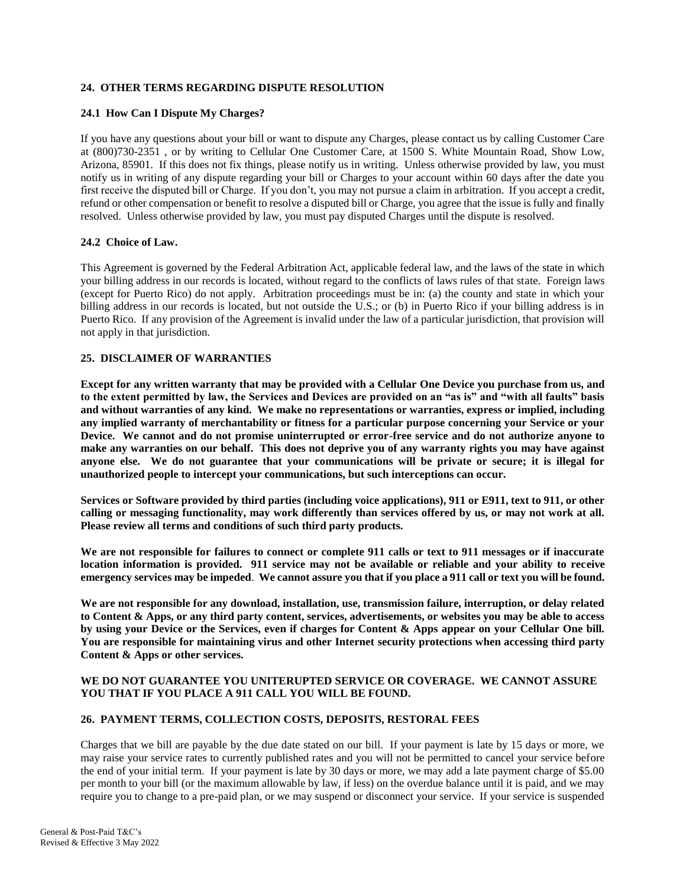## 24. OTHER TERMS REGARDING DISPUTE RESOLUTION

### 24.1 How Can I Dispute My Charges?

If you have any questions about your bill or want to dispute any Charges, please contact us by calling Customer Care at (800)730-2351 , or by writing to Cellular One Customer Care, at 1500 S. White Mountain Road, Show Low, Arizona, 85901. If this does not fix things, please notify us in writing. Unless otherwise provided by law, you must notify us in writing of any dispute regarding your bill or Charges to your account within 60 days after the date you first receive the disputed bill or Charge. If you don't, you may not pursue a claim in arbitration. If you accept a credit, refund or other compensation or benefit to resolve a disputed bill or Charge, you agree that the issue is fully and finally resolved. Unless otherwise provided by law, you must pay disputed Charges until the dispute is resolved.

### 24.2 Choice of Law.

This Agreement is governed by the Federal Arbitration Act, applicable federal law, and the laws of the state in which your billing address in our records is located, without regard to the conflicts of laws rules of that state. Foreign laws (except for Puerto Rico) do not apply. Arbitration proceedings must be in: (a) the county and state in which your billing address in our records is located, but not outside the U.S.; or (b) in Puerto Rico if your billing address is in Puerto Rico. If any provision of the Agreement is invalid under the law of a particular jurisdiction, that provision will not apply in that jurisdiction.

## 25. DISCLAIMER OF WARRANTIES

**Except for any written warranty that may be provided with a Cellular One Device you purchase from us, and to the extent permitted by law, the Services and Devices are provided on an "as is" and "with all faults" basis and without warranties of any kind. We make no representations or warranties, express or implied, including any implied warranty of merchantability or fitness for a particular purpose concerning your Service or your Device. We cannot and do not promise uninterrupted or error-free service and do not authorize anyone to make any warranties on our behalf. This does not deprive you of any warranty rights you may have against anyone else. We do not guarantee that your communications will be private or secure; it is illegal for unauthorized people to intercept your communications, but such interceptions can occur.**

**Services or Software provided by third parties (including voice applications), 911 or E911, text to 911, or other calling or messaging functionality, may work differently than services offered by us, or may not work at all. Please review all terms and conditions of such third party products.**

**We are not responsible for failures to connect or complete 911 calls or text to 911 messages or if inaccurate location information is provided. 911 service may not be available or reliable and your ability to receive emergency services may be impeded. We cannot assure you that if you place a 911 call or text you will be found.**

**We are not responsible for any download, installation, use, transmission failure, interruption, or delay related to Content & Apps, or any third party content, services, advertisements, or websites you may be able to access by using your Device or the Services, even if charges for Content & Apps appear on your Cellular One bill. You are responsible for maintaining virus and other Internet security protections when accessing third party Content & Apps or other services.**

**WE DO NOT GUARANTEE YOU UNITERUPTED SERVICE OR COVERAGE. WE CANNOT ASSURE YOU THAT IF YOU PLACE A 911 CALL YOU WILL BE FOUND.**

## 26. PAYMENT TERMS, COLLECTION COSTS, DEPOSITS, RESTORAL FEES

Charges that we bill are payable by the due date stated on our bill. If your payment is late by 15 days or more, we may raise your service rates to currently published rates and you will not be permitted to cancel your service before the end of your initial term. If your payment is late by 30 days or more, we may add a late payment charge of $5.00 per month to your bill (or the maximum allowable by law, if less) on the overdue balance until it is paid, and we may require you to change to a pre-paid plan, or we may suspend or disconnect your service. If your service is suspended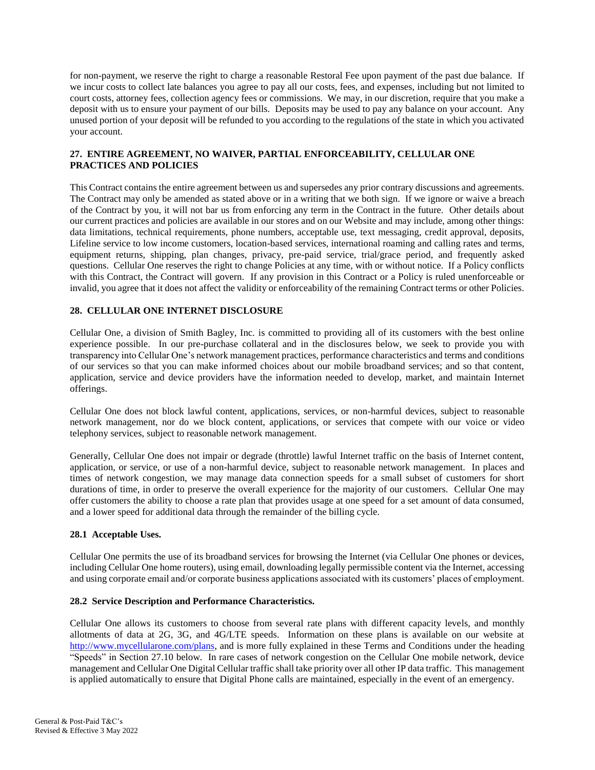for non-payment, we reserve the right to charge a reasonable Restoral Fee upon payment of the past due balance. If we incur costs to collect late balances you agree to pay all our costs, fees, and expenses, including but not limited to court costs, attorney fees, collection agency fees or commissions. We may, in our discretion, require that you make a deposit with us to ensure your payment of our bills. Deposits may be used to pay any balance on your account. Any unused portion of your deposit will be refunded to you according to the regulations of the state in which you activated your account.

**27. ENTIRE AGREEMENT, NO WAIVER, PARTIAL ENFORCEABILITY, CELLULAR ONE PRACTICES AND POLICIES**

This Contract contains the entire agreement between us and supersedes any prior contrary discussions and agreements. The Contract may only be amended as stated above or in a writing that we both sign. If we ignore or waive a breach of the Contract by you, it will not bar us from enforcing any term in the Contract in the future. Other details about our current practices and policies are available in our stores and on our Website and may include, among other things: data limitations, technical requirements, phone numbers, acceptable use, text messaging, credit approval, deposits, Lifeline service to low income customers, location-based services, international roaming and calling rates and terms, equipment returns, shipping, plan changes, privacy, pre-paid service, trial/grace period, and frequently asked questions. Cellular One reserves the right to change Policies at any time, with or without notice. If a Policy conflicts with this Contract, the Contract will govern. If any provision in this Contract or a Policy is ruled unenforceable or invalid, you agree that it does not affect the validity or enforceability of the remaining Contract terms or other Policies.

**28. CELLULAR ONE INTERNET DISCLOSURE**

Cellular One, a division of Smith Bagley, Inc. is committed to providing all of its customers with the best online experience possible. In our pre-purchase collateral and in the disclosures below, we seek to provide you with transparency into Cellular One's network management practices, performance characteristics and terms and conditions of our services so that you can make informed choices about our mobile broadband services; and so that content, application, service and device providers have the information needed to develop, market, and maintain Internet offerings.

Cellular One does not block lawful content, applications, services, or non-harmful devices, subject to reasonable network management, nor do we block content, applications, or services that compete with our voice or video telephony services, subject to reasonable network management.

Generally, Cellular One does not impair or degrade (throttle) lawful Internet traffic on the basis of Internet content, application, or service, or use of a non-harmful device, subject to reasonable network management. In places and times of network congestion, we may manage data connection speeds for a small subset of customers for short durations of time, in order to preserve the overall experience for the majority of our customers. Cellular One may offer customers the ability to choose a rate plan that provides usage at one speed for a set amount of data consumed, and a lower speed for additional data through the remainder of the billing cycle.

**28.1 Acceptable Uses.**

Cellular One permits the use of its broadband services for browsing the Internet (via Cellular One phones or devices, including Cellular One home routers), using email, downloading legally permissible content via the Internet, accessing and using corporate email and/or corporate business applications associated with its customers' places of employment.

**28.2 Service Description and Performance Characteristics.**

Cellular One allows its customers to choose from several rate plans with different capacity levels, and monthly allotments of data at 2G, 3G, and 4G/LTE speeds. Information on these plans is available on our website at [http://www.mycellularone.com/plans](http://www.mycellularone.com/plans), and is more fully explained in these Terms and Conditions under the heading "Speeds" in Section 27.10 below. In rare cases of network congestion on the Cellular One mobile network, device management and Cellular One Digital Cellular traffic shall take priority over all other IP data traffic. This management is applied automatically to ensure that Digital Phone calls are maintained, especially in the event of an emergency.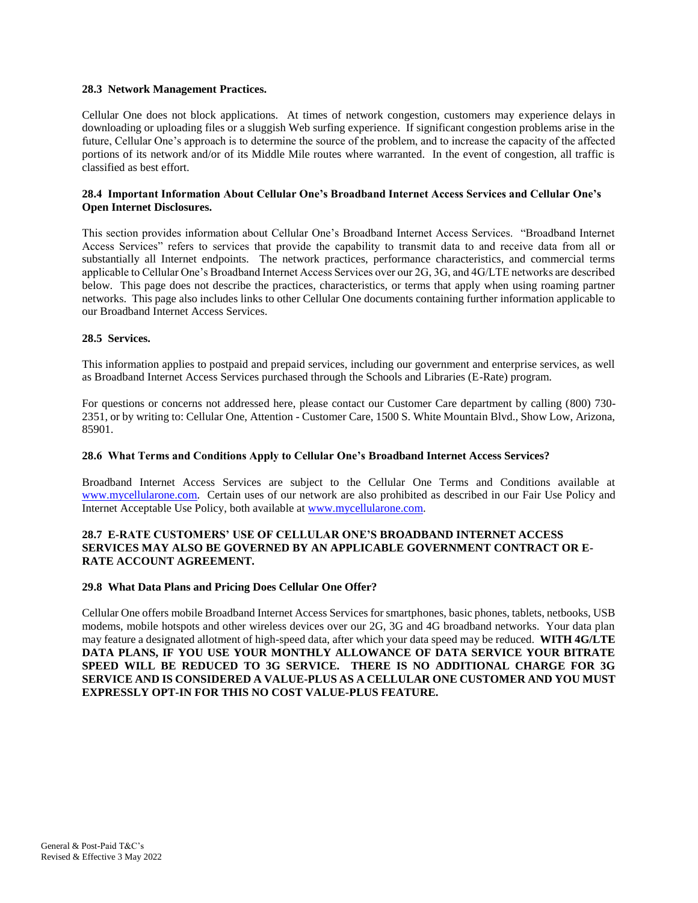**28.3 Network Management Practices.**

Cellular One does not block applications. At times of network congestion, customers may experience delays in downloading or uploading files or a sluggish Web surfing experience. If significant congestion problems arise in the future, Cellular One's approach is to determine the source of the problem, and to increase the capacity of the affected portions of its network and/or of its Middle Mile routes where warranted. In the event of congestion, all traffic is classified as best effort.

**28.4 Important Information About Cellular One's Broadband Internet Access Services and Cellular One's Open Internet Disclosures.**

This section provides information about Cellular One's Broadband Internet Access Services. "Broadband Internet Access Services" refers to services that provide the capability to transmit data to and receive data from all or substantially all Internet endpoints. The network practices, performance characteristics, and commercial terms applicable to Cellular One's Broadband Internet Access Services over our 2G, 3G, and 4G/LTE networks are described below. This page does not describe the practices, characteristics, or terms that apply when using roaming partner networks. This page also includes links to other Cellular One documents containing further information applicable to our Broadband Internet Access Services.

**28.5 Services.**

This information applies to postpaid and prepaid services, including our government and enterprise services, as well as Broadband Internet Access Services purchased through the Schools and Libraries (E-Rate) program.

For questions or concerns not addressed here, please contact our Customer Care department by calling (800) 730-2351, or by writing to: Cellular One, Attention - Customer Care, 1500 S. White Mountain Blvd., Show Low, Arizona, 85901.

**28.6 What Terms and Conditions Apply to Cellular One's Broadband Internet Access Services?**

Broadband Internet Access Services are subject to the Cellular One Terms and Conditions available at www.mycellularone.com. Certain uses of our network are also prohibited as described in our Fair Use Policy and Internet Acceptable Use Policy, both available at www.mycellularone.com.

**28.7 E-RATE CUSTOMERS' USE OF CELLULAR ONE'S BROADBAND INTERNET ACCESS SERVICES MAY ALSO BE GOVERNED BY AN APPLICABLE GOVERNMENT CONTRACT OR E-RATE ACCOUNT AGREEMENT.**

**29.8 What Data Plans and Pricing Does Cellular One Offer?**

Cellular One offers mobile Broadband Internet Access Services for smartphones, basic phones, tablets, netbooks, USB modems, mobile hotspots and other wireless devices over our 2G, 3G and 4G broadband networks. Your data plan may feature a designated allotment of high-speed data, after which your data speed may be reduced. **WITH 4G/LTE DATA PLANS, IF YOU USE YOUR MONTHLY ALLOWANCE OF DATA SERVICE YOUR BITRATE SPEED WILL BE REDUCED TO 3G SERVICE. THERE IS NO ADDITIONAL CHARGE FOR 3G SERVICE AND IS CONSIDERED A VALUE-PLUS AS A CELLULAR ONE CUSTOMER AND YOU MUST EXPRESSLY OPT-IN FOR THIS NO COST VALUE-PLUS FEATURE.**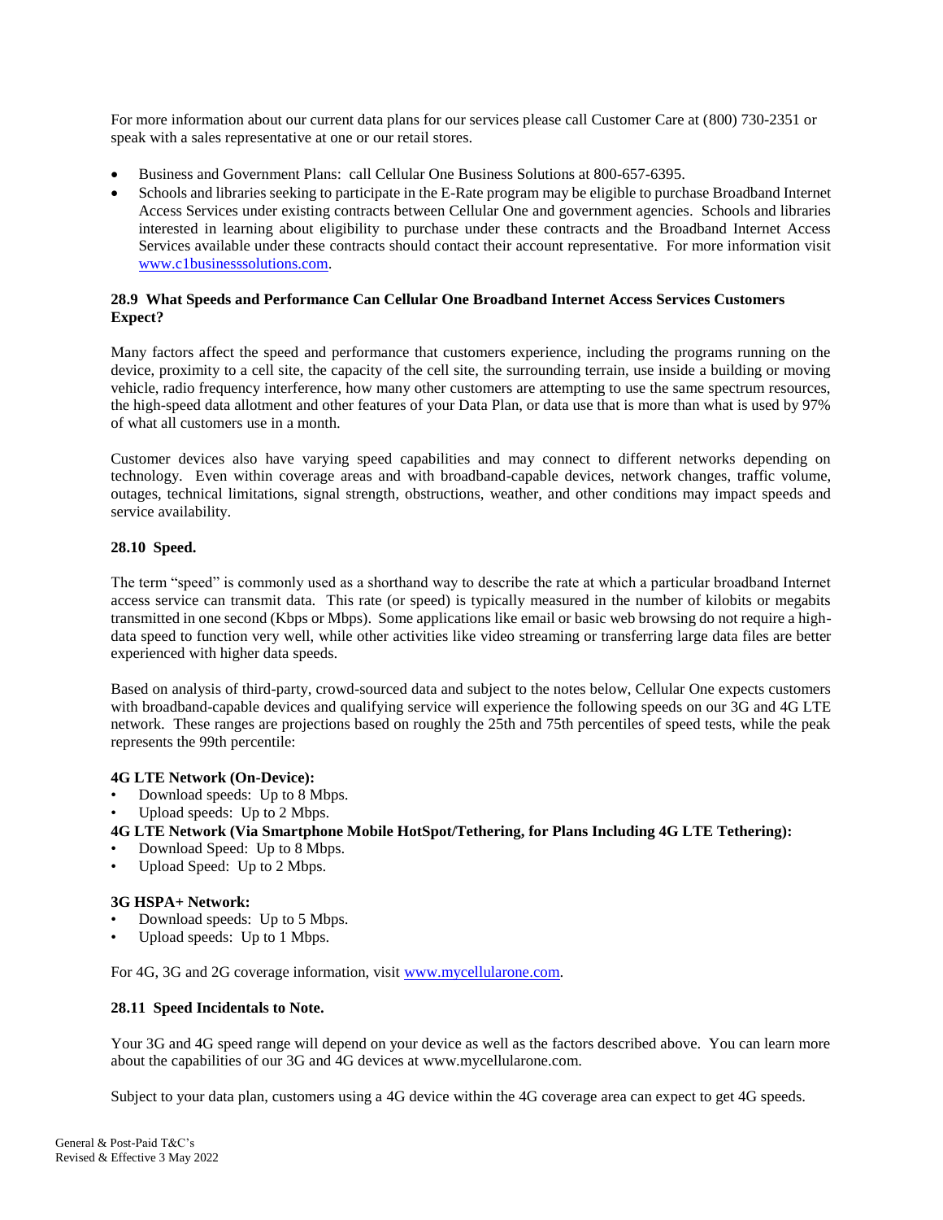For more information about our current data plans for our services please call Customer Care at (800) 730-2351 or speak with a sales representative at one or our retail stores.

- Business and Government Plans: call Cellular One Business Solutions at 800-657-6395.
- Schools and libraries seeking to participate in the E-Rate program may be eligible to purchase Broadband Internet Access Services under existing contracts between Cellular One and government agencies. Schools and libraries interested in learning about eligibility to purchase under these contracts and the Broadband Internet Access Services available under these contracts should contact their account representative. For more information visit [www.c1businesssolutions.com](www.c1businesssolutions.com).

**28.9 What Speeds and Performance Can Cellular One Broadband Internet Access Services Customers Expect?**

Many factors affect the speed and performance that customers experience, including the programs running on the device, proximity to a cell site, the capacity of the cell site, the surrounding terrain, use inside a building or moving vehicle, radio frequency interference, how many other customers are attempting to use the same spectrum resources, the high-speed data allotment and other features of your Data Plan, or data use that is more than what is used by 97% of what all customers use in a month.

Customer devices also have varying speed capabilities and may connect to different networks depending on technology. Even within coverage areas and with broadband-capable devices, network changes, traffic volume, outages, technical limitations, signal strength, obstructions, weather, and other conditions may impact speeds and service availability.

**28.10 Speed.**

The term "speed" is commonly used as a shorthand way to describe the rate at which a particular broadband Internet access service can transmit data. This rate (or speed) is typically measured in the number of kilobits or megabits transmitted in one second (Kbps or Mbps). Some applications like email or basic web browsing do not require a high-data speed to function very well, while other activities like video streaming or transferring large data files are better experienced with higher data speeds.

Based on analysis of third-party, crowd-sourced data and subject to the notes below, Cellular One expects customers with broadband-capable devices and qualifying service will experience the following speeds on our 3G and 4G LTE network. These ranges are projections based on roughly the 25th and 75th percentiles of speed tests, while the peak represents the 99th percentile:

**4G LTE Network (On-Device):**
- Download speeds: Up to 8 Mbps.
- Upload speeds: Up to 2 Mbps.

**4G LTE Network (Via Smartphone Mobile HotSpot/Tethering, for Plans Including 4G LTE Tethering):**
- Download Speed: Up to 8 Mbps.
- Upload Speed: Up to 2 Mbps.

**3G HSPA+ Network:**
- Download speeds: Up to 5 Mbps.
- Upload speeds: Up to 1 Mbps.

For 4G, 3G and 2G coverage information, visit [www.mycellularone.com](www.mycellularone.com).

**28.11 Speed Incidentals to Note.**

Your 3G and 4G speed range will depend on your device as well as the factors described above. You can learn more about the capabilities of our 3G and 4G devices at www.mycellularone.com.

Subject to your data plan, customers using a 4G device within the 4G coverage area can expect to get 4G speeds.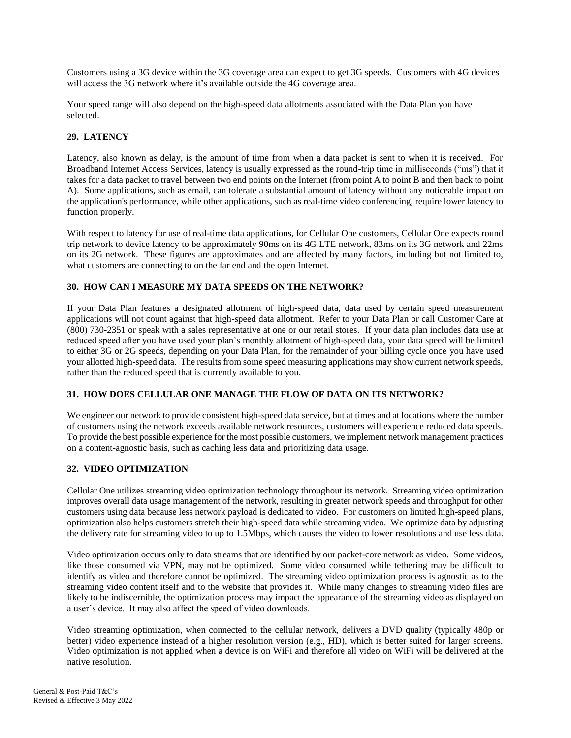Customers using a 3G device within the 3G coverage area can expect to get 3G speeds. Customers with 4G devices will access the 3G network where it's available outside the 4G coverage area.

Your speed range will also depend on the high-speed data allotments associated with the Data Plan you have selected.

## 29. LATENCY

Latency, also known as delay, is the amount of time from when a data packet is sent to when it is received. For Broadband Internet Access Services, latency is usually expressed as the round-trip time in milliseconds ("ms") that it takes for a data packet to travel between two end points on the Internet (from point A to point B and then back to point A). Some applications, such as email, can tolerate a substantial amount of latency without any noticeable impact on the application's performance, while other applications, such as real-time video conferencing, require lower latency to function properly.

With respect to latency for use of real-time data applications, for Cellular One customers, Cellular One expects round trip network to device latency to be approximately 90ms on its 4G LTE network, 83ms on its 3G network and 22ms on its 2G network. These figures are approximates and are affected by many factors, including but not limited to, what customers are connecting to on the far end and the open Internet.

## 30. HOW CAN I MEASURE MY DATA SPEEDS ON THE NETWORK?

If your Data Plan features a designated allotment of high-speed data, data used by certain speed measurement applications will not count against that high-speed data allotment. Refer to your Data Plan or call Customer Care at (800) 730-2351 or speak with a sales representative at one or our retail stores. If your data plan includes data use at reduced speed after you have used your plan's monthly allotment of high-speed data, your data speed will be limited to either 3G or 2G speeds, depending on your Data Plan, for the remainder of your billing cycle once you have used your allotted high-speed data. The results from some speed measuring applications may show current network speeds, rather than the reduced speed that is currently available to you.

## 31. HOW DOES CELLULAR ONE MANAGE THE FLOW OF DATA ON ITS NETWORK?

We engineer our network to provide consistent high-speed data service, but at times and at locations where the number of customers using the network exceeds available network resources, customers will experience reduced data speeds. To provide the best possible experience for the most possible customers, we implement network management practices on a content-agnostic basis, such as caching less data and prioritizing data usage.

## 32. VIDEO OPTIMIZATION

Cellular One utilizes streaming video optimization technology throughout its network. Streaming video optimization improves overall data usage management of the network, resulting in greater network speeds and throughput for other customers using data because less network payload is dedicated to video. For customers on limited high-speed plans, optimization also helps customers stretch their high-speed data while streaming video. We optimize data by adjusting the delivery rate for streaming video to up to 1.5Mbps, which causes the video to lower resolutions and use less data.

Video optimization occurs only to data streams that are identified by our packet-core network as video. Some videos, like those consumed via VPN, may not be optimized. Some video consumed while tethering may be difficult to identify as video and therefore cannot be optimized. The streaming video optimization process is agnostic as to the streaming video content itself and to the website that provides it. While many changes to streaming video files are likely to be indiscernible, the optimization process may impact the appearance of the streaming video as displayed on a user's device. It may also affect the speed of video downloads.

Video streaming optimization, when connected to the cellular network, delivers a DVD quality (typically 480p or better) video experience instead of a higher resolution version (e.g., HD), which is better suited for larger screens. Video optimization is not applied when a device is on WiFi and therefore all video on WiFi will be delivered at the native resolution.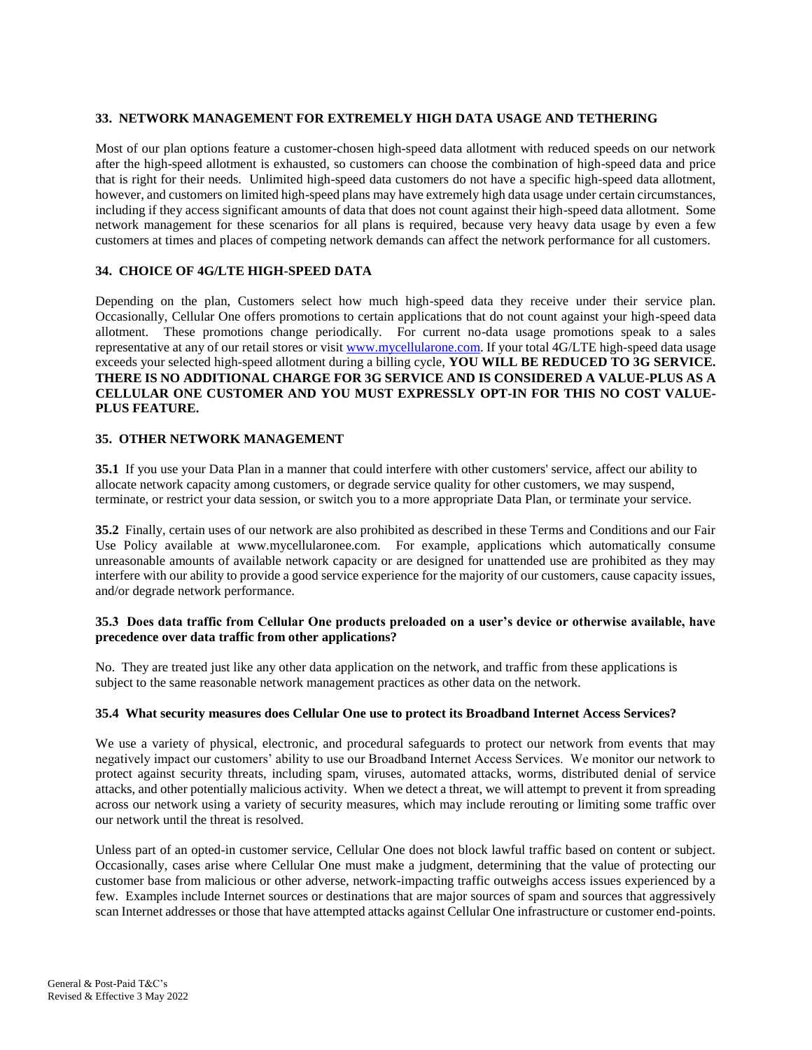## 33. NETWORK MANAGEMENT FOR EXTREMELY HIGH DATA USAGE AND TETHERING

Most of our plan options feature a customer-chosen high-speed data allotment with reduced speeds on our network after the high-speed allotment is exhausted, so customers can choose the combination of high-speed data and price that is right for their needs. Unlimited high-speed data customers do not have a specific high-speed data allotment, however, and customers on limited high-speed plans may have extremely high data usage under certain circumstances, including if they access significant amounts of data that does not count against their high-speed data allotment. Some network management for these scenarios for all plans is required, because very heavy data usage by even a few customers at times and places of competing network demands can affect the network performance for all customers.

## 34. CHOICE OF 4G/LTE HIGH-SPEED DATA

Depending on the plan, Customers select how much high-speed data they receive under their service plan. Occasionally, Cellular One offers promotions to certain applications that do not count against your high-speed data allotment. These promotions change periodically. For current no-data usage promotions speak to a sales representative at any of our retail stores or visit [www.mycellularone.com](www.mycellularone.com). If your total 4G/LTE high-speed data usage exceeds your selected high-speed allotment during a billing cycle, **YOU WILL BE REDUCED TO 3G SERVICE. THERE IS NO ADDITIONAL CHARGE FOR 3G SERVICE AND IS CONSIDERED A VALUE-PLUS AS A CELLULAR ONE CUSTOMER AND YOU MUST EXPRESSLY OPT-IN FOR THIS NO COST VALUE-PLUS FEATURE.**

## 35. OTHER NETWORK MANAGEMENT

**35.1** If you use your Data Plan in a manner that could interfere with other customers' service, affect our ability to allocate network capacity among customers, or degrade service quality for other customers, we may suspend, terminate, or restrict your data session, or switch you to a more appropriate Data Plan, or terminate your service.

**35.2** Finally, certain uses of our network are also prohibited as described in these Terms and Conditions and our Fair Use Policy available at www.mycellularonee.com. For example, applications which automatically consume unreasonable amounts of available network capacity or are designed for unattended use are prohibited as they may interfere with our ability to provide a good service experience for the majority of our customers, cause capacity issues, and/or degrade network performance.

**35.3 Does data traffic from Cellular One products preloaded on a user's device or otherwise available, have precedence over data traffic from other applications?**

No. They are treated just like any other data application on the network, and traffic from these applications is subject to the same reasonable network management practices as other data on the network.

**35.4 What security measures does Cellular One use to protect its Broadband Internet Access Services?**

We use a variety of physical, electronic, and procedural safeguards to protect our network from events that may negatively impact our customers' ability to use our Broadband Internet Access Services. We monitor our network to protect against security threats, including spam, viruses, automated attacks, worms, distributed denial of service attacks, and other potentially malicious activity. When we detect a threat, we will attempt to prevent it from spreading across our network using a variety of security measures, which may include rerouting or limiting some traffic over our network until the threat is resolved.

Unless part of an opted-in customer service, Cellular One does not block lawful traffic based on content or subject. Occasionally, cases arise where Cellular One must make a judgment, determining that the value of protecting our customer base from malicious or other adverse, network-impacting traffic outweighs access issues experienced by a few. Examples include Internet sources or destinations that are major sources of spam and sources that aggressively scan Internet addresses or those that have attempted attacks against Cellular One infrastructure or customer end-points.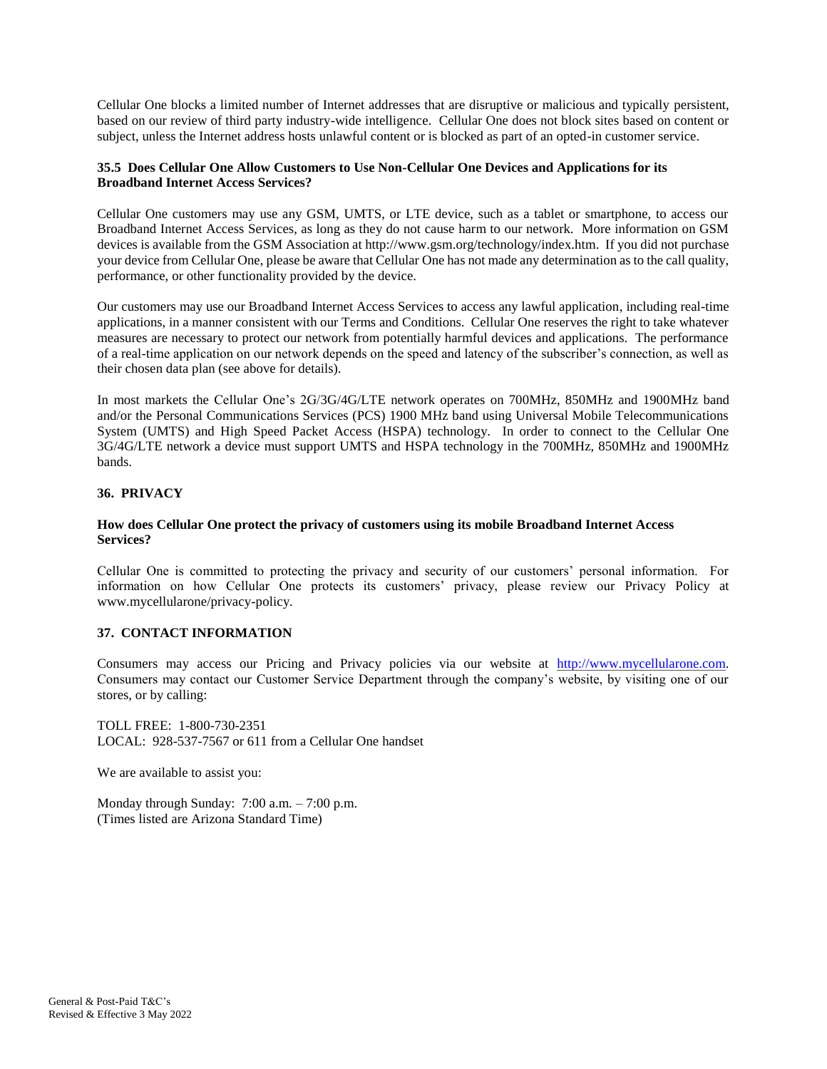Cellular One blocks a limited number of Internet addresses that are disruptive or malicious and typically persistent, based on our review of third party industry-wide intelligence. Cellular One does not block sites based on content or subject, unless the Internet address hosts unlawful content or is blocked as part of an opted-in customer service.

### 35.5 Does Cellular One Allow Customers to Use Non-Cellular One Devices and Applications for its Broadband Internet Access Services?

Cellular One customers may use any GSM, UMTS, or LTE device, such as a tablet or smartphone, to access our Broadband Internet Access Services, as long as they do not cause harm to our network. More information on GSM devices is available from the GSM Association at http://www.gsm.org/technology/index.htm. If you did not purchase your device from Cellular One, please be aware that Cellular One has not made any determination as to the call quality, performance, or other functionality provided by the device.

Our customers may use our Broadband Internet Access Services to access any lawful application, including real-time applications, in a manner consistent with our Terms and Conditions. Cellular One reserves the right to take whatever measures are necessary to protect our network from potentially harmful devices and applications. The performance of a real-time application on our network depends on the speed and latency of the subscriber's connection, as well as their chosen data plan (see above for details).

In most markets the Cellular One's 2G/3G/4G/LTE network operates on 700MHz, 850MHz and 1900MHz band and/or the Personal Communications Services (PCS) 1900 MHz band using Universal Mobile Telecommunications System (UMTS) and High Speed Packet Access (HSPA) technology. In order to connect to the Cellular One 3G/4G/LTE network a device must support UMTS and HSPA technology in the 700MHz, 850MHz and 1900MHz bands.

## 36. PRIVACY

### How does Cellular One protect the privacy of customers using its mobile Broadband Internet Access Services?

Cellular One is committed to protecting the privacy and security of our customers' personal information. For information on how Cellular One protects its customers' privacy, please review our Privacy Policy at www.mycellularone/privacy-policy.

## 37. CONTACT INFORMATION

Consumers may access our Pricing and Privacy policies via our website at http://www.mycellularone.com. Consumers may contact our Customer Service Department through the company's website, by visiting one of our stores, or by calling:

TOLL FREE: 1-800-730-2351
LOCAL: 928-537-7567 or 611 from a Cellular One handset

We are available to assist you:

Monday through Sunday: 7:00 a.m. – 7:00 p.m.
(Times listed are Arizona Standard Time)

General & Post-Paid T&C's
Revised & Effective 3 May 2022